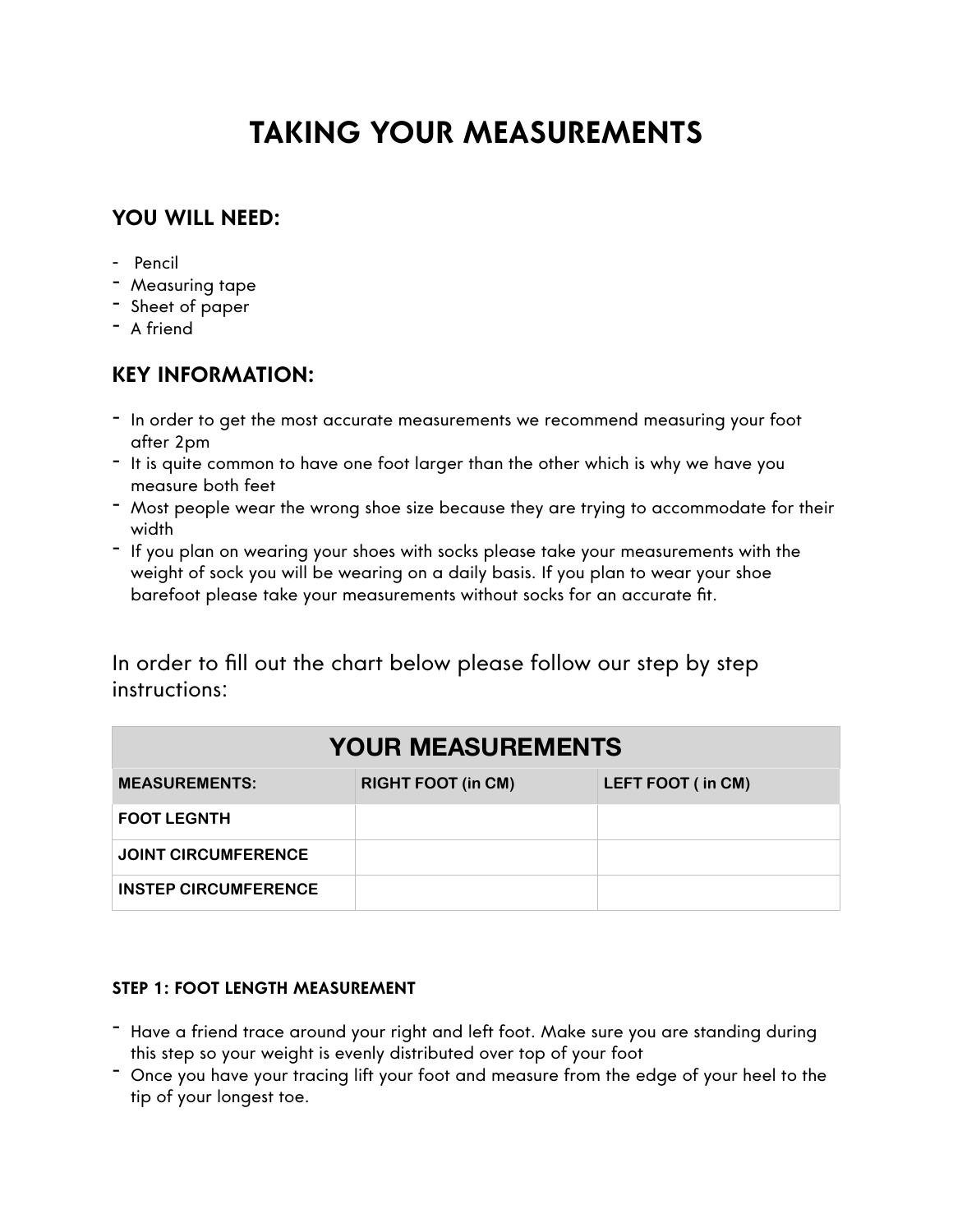# TAKING YOUR MEASUREMENTS

## YOU WILL NEED:

- Pencil
- Measuring tape
- Sheet of paper
- A friend

## KEY INFORMATION:

- In order to get the most accurate measurements we recommend measuring your foot after 2pm
- It is quite common to have one foot larger than the other which is why we have you measure both feet
- Most people wear the wrong shoe size because they are trying to accommodate for their width
- If you plan on wearing your shoes with socks please take your measurements with the weight of sock you will be wearing on a daily basis. If you plan to wear your shoe barefoot please take your measurements without socks for an accurate fit.

In order to fill out the chart below please follow our step by step instructions:

| YOUR MEASUREMENTS | | |
|---|---|---|
| **MEASUREMENTS:** | **RIGHT FOOT (in CM)** | **LEFT FOOT ( in CM)** |
| **FOOT LEGNTH** | | |
| **JOINT CIRCUMFERENCE** | | |
| **INSTEP CIRCUMFERENCE** | | |

#### STEP 1: FOOT LENGTH MEASUREMENT

- Have a friend trace around your right and left foot. Make sure you are standing during this step so your weight is evenly distributed over top of your foot
- Once you have your tracing lift your foot and measure from the edge of your heel to the tip of your longest toe.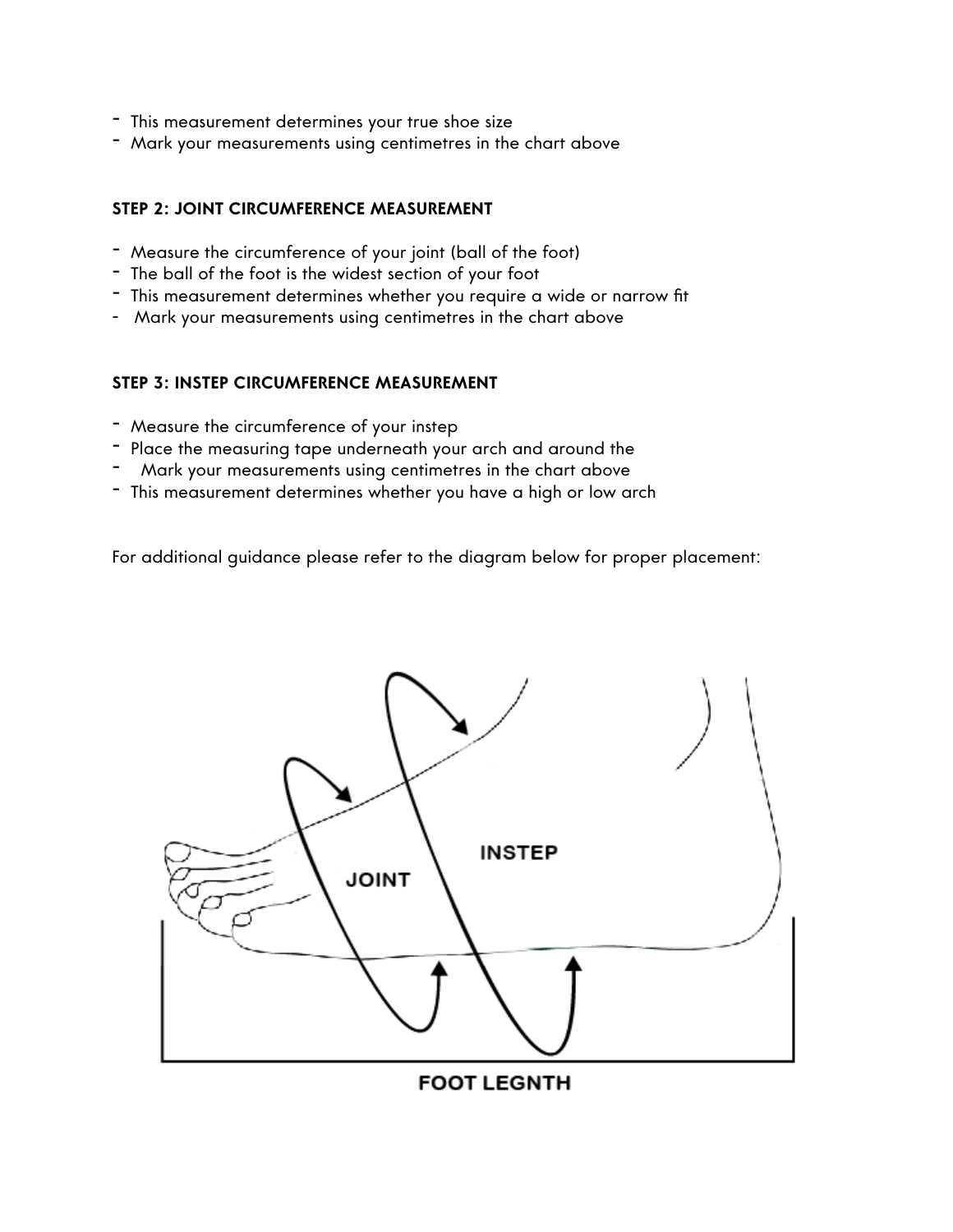- This measurement determines your true shoe size
- Mark your measurements using centimetres in the chart above

**STEP 2: JOINT CIRCUMFERENCE MEASUREMENT**

- Measure the circumference of your joint (ball of the foot)
- The ball of the foot is the widest section of your foot
- This measurement determines whether you require a wide or narrow fit
- Mark your measurements using centimetres in the chart above

**STEP 3: INSTEP CIRCUMFERENCE MEASUREMENT**

- Measure the circumference of your instep
- Place the measuring tape underneath your arch and around the
- Mark your measurements using centimetres in the chart above
- This measurement determines whether you have a high or low arch

For additional guidance please refer to the diagram below for proper placement:

INSTEP

JOINT

FOOT LEGNTH